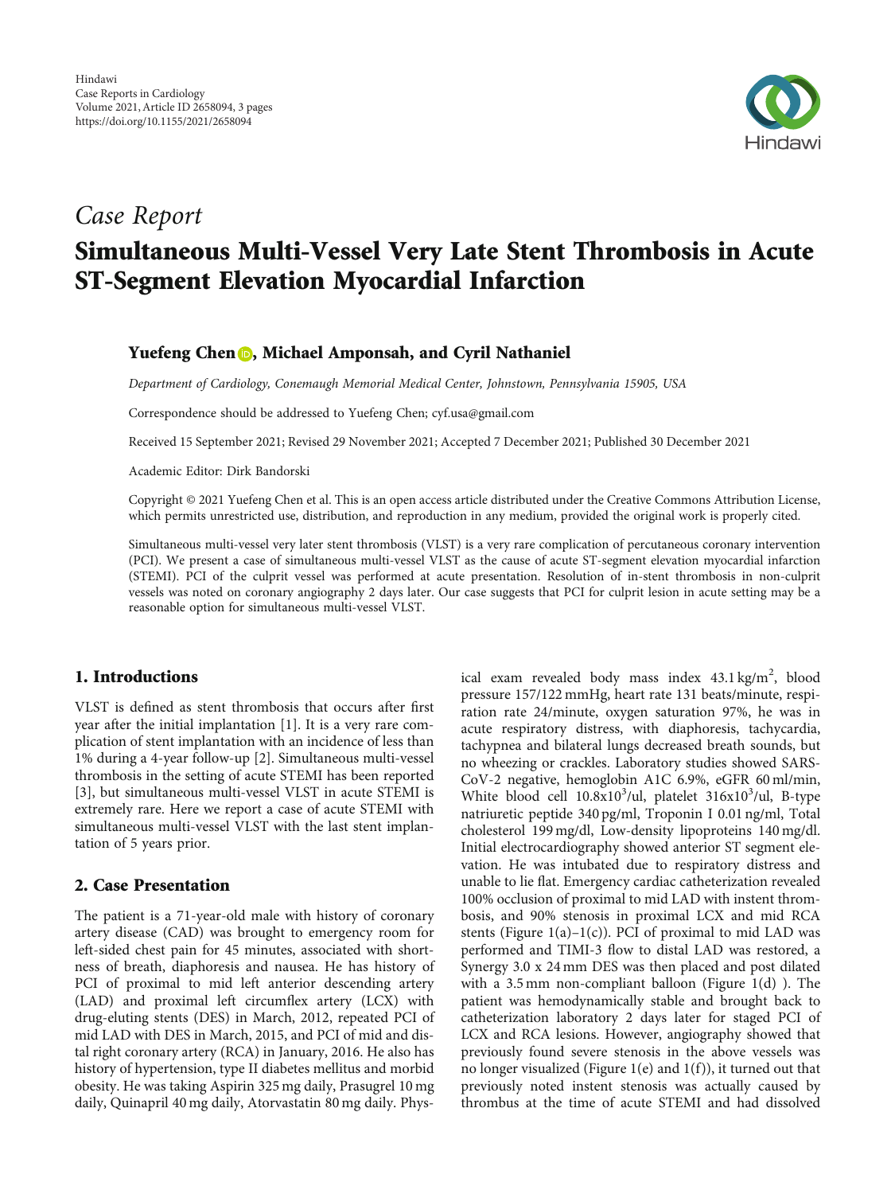Hindawi
Case Reports in Cardiology
Volume 2021, Article ID 2658094, 3 pages
https://doi.org/10.1155/2021/2658094

*Case Report*

# Simultaneous Multi-Vessel Very Late Stent Thrombosis in Acute ST-Segment Elevation Myocardial Infarction

**Yuefeng Chen, Michael Amponsah, and Cyril Nathaniel**

*Department of Cardiology, Conemaugh Memorial Medical Center, Johnstown, Pennsylvania 15905, USA*

Correspondence should be addressed to Yuefeng Chen; cyf.usa@gmail.com

Received 15 September 2021; Revised 29 November 2021; Accepted 7 December 2021; Published 30 December 2021

Academic Editor: Dirk Bandorski

Copyright © 2021 Yuefeng Chen et al. This is an open access article distributed under the Creative Commons Attribution License, which permits unrestricted use, distribution, and reproduction in any medium, provided the original work is properly cited.

Simultaneous multi-vessel very later stent thrombosis (VLST) is a very rare complication of percutaneous coronary intervention (PCI). We present a case of simultaneous multi-vessel VLST as the cause of acute ST-segment elevation myocardial infarction (STEMI). PCI of the culprit vessel was performed at acute presentation. Resolution of in-stent thrombosis in non-culprit vessels was noted on coronary angiography 2 days later. Our case suggests that PCI for culprit lesion in acute setting may be a reasonable option for simultaneous multi-vessel VLST.

## 1. Introductions

VLST is defined as stent thrombosis that occurs after first year after the initial implantation [1]. It is a very rare complication of stent implantation with an incidence of less than 1% during a 4-year follow-up [2]. Simultaneous multi-vessel thrombosis in the setting of acute STEMI has been reported [3], but simultaneous multi-vessel VLST in acute STEMI is extremely rare. Here we report a case of acute STEMI with simultaneous multi-vessel VLST with the last stent implantation of 5 years prior.

## 2. Case Presentation

The patient is a 71-year-old male with history of coronary artery disease (CAD) was brought to emergency room for left-sided chest pain for 45 minutes, associated with shortness of breath, diaphoresis and nausea. He has history of PCI of proximal to mid left anterior descending artery (LAD) and proximal left circumflex artery (LCX) with drug-eluting stents (DES) in March, 2012, repeated PCI of mid LAD with DES in March, 2015, and PCI of mid and distal right coronary artery (RCA) in January, 2016. He also has history of hypertension, type II diabetes mellitus and morbid obesity. He was taking Aspirin 325 mg daily, Prasugrel 10 mg daily, Quinapril 40 mg daily, Atorvastatin 80 mg daily. Physical exam revealed body mass index 43.1 kg/m$^2$, blood pressure 157/122 mmHg, heart rate 131 beats/minute, respiration rate 24/minute, oxygen saturation 97%, he was in acute respiratory distress, with diaphoresis, tachycardia, tachypnea and bilateral lungs decreased breath sounds, but no wheezing or crackles. Laboratory studies showed SARS-CoV-2 negative, hemoglobin A1C 6.9%, eGFR 60 ml/min, White blood cell 10.8x10$^3$/ul, platelet 316x10$^3$/ul, B-type natriuretic peptide 340 pg/ml, Troponin I 0.01 ng/ml, Total cholesterol 199 mg/dl, Low-density lipoproteins 140 mg/dl. Initial electrocardiography showed anterior ST segment elevation. He was intubated due to respiratory distress and unable to lie flat. Emergency cardiac catheterization revealed 100% occlusion of proximal to mid LAD with instent thrombosis, and 90% stenosis in proximal LCX and mid RCA stents (Figure 1(a)–1(c)). PCI of proximal to mid LAD was performed and TIMI-3 flow to distal LAD was restored, a Synergy 3.0 x 24 mm DES was then placed and post dilated with a 3.5 mm non-compliant balloon (Figure 1(d) ). The patient was hemodynamically stable and brought back to catheterization laboratory 2 days later for staged PCI of LCX and RCA lesions. However, angiography showed that previously found severe stenosis in the above vessels was no longer visualized (Figure 1(e) and 1(f)), it turned out that previously noted instent stenosis was actually caused by thrombus at the time of acute STEMI and had dissolved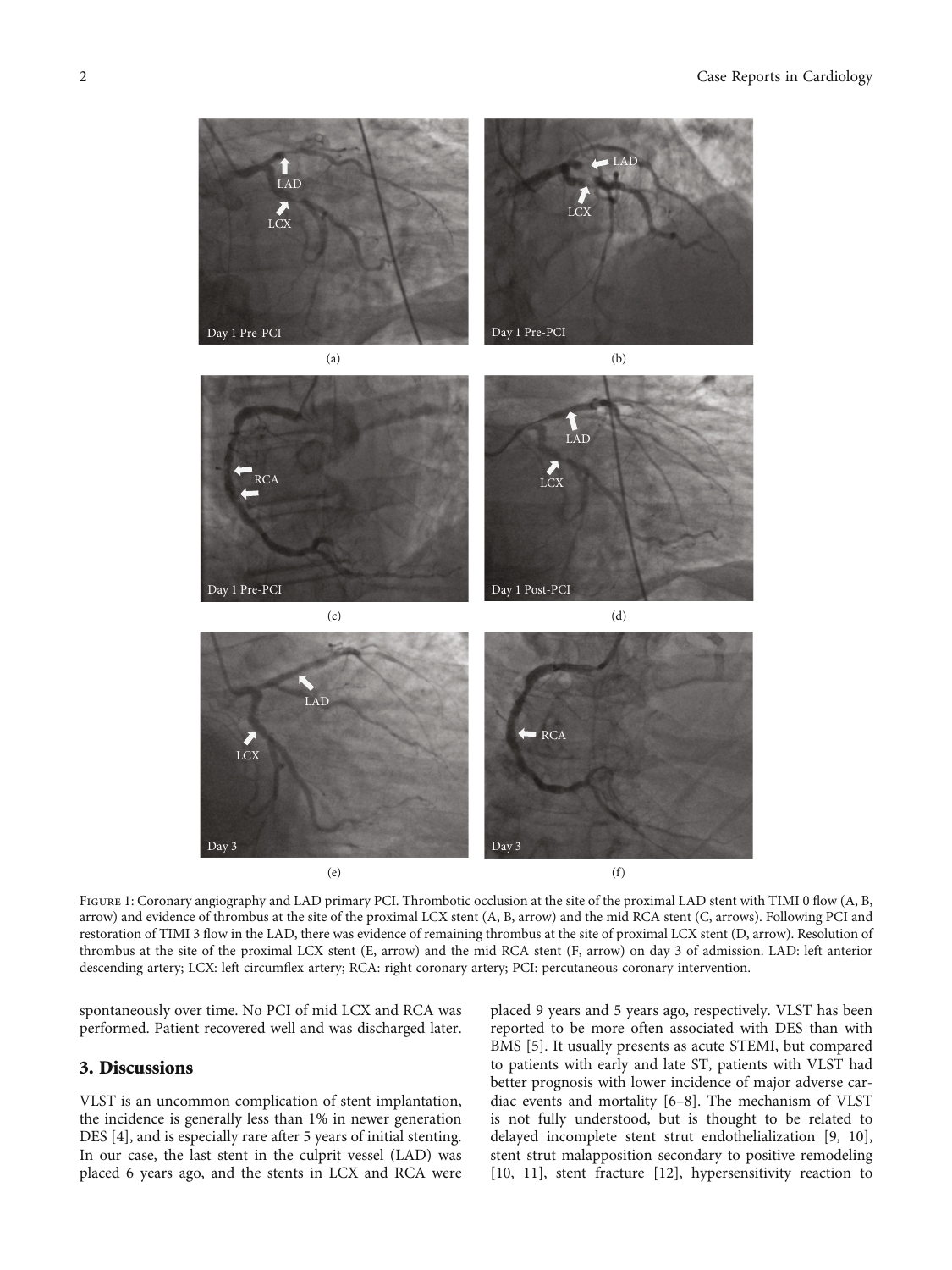Figure 1: Coronary angiography and LAD primary PCI. Thrombotic occlusion at the site of the proximal LAD stent with TIMI 0 flow (A, B, arrow) and evidence of thrombus at the site of the proximal LCX stent (A, B, arrow) and the mid RCA stent (C, arrows). Following PCI and restoration of TIMI 3 flow in the LAD, there was evidence of remaining thrombus at the site of proximal LCX stent (D, arrow). Resolution of thrombus at the site of the proximal LCX stent (E, arrow) and the mid RCA stent (F, arrow) on day 3 of admission. LAD: left anterior descending artery; LCX: left circumflex artery; RCA: right coronary artery; PCI: percutaneous coronary intervention.

spontaneously over time. No PCI of mid LCX and RCA was performed. Patient recovered well and was discharged later.

## 3. Discussions

VLST is an uncommon complication of stent implantation, the incidence is generally less than 1% in newer generation DES [4], and is especially rare after 5 years of initial stenting. In our case, the last stent in the culprit vessel (LAD) was placed 6 years ago, and the stents in LCX and RCA were placed 9 years and 5 years ago, respectively. VLST has been reported to be more often associated with DES than with BMS [5]. It usually presents as acute STEMI, but compared to patients with early and late ST, patients with VLST had better prognosis with lower incidence of major adverse cardiac events and mortality [6–8]. The mechanism of VLST is not fully understood, but is thought to be related to delayed incomplete stent strut endothelialization [9, 10], stent strut malapposition secondary to positive remodeling [10, 11], stent fracture [12], hypersensitivity reaction to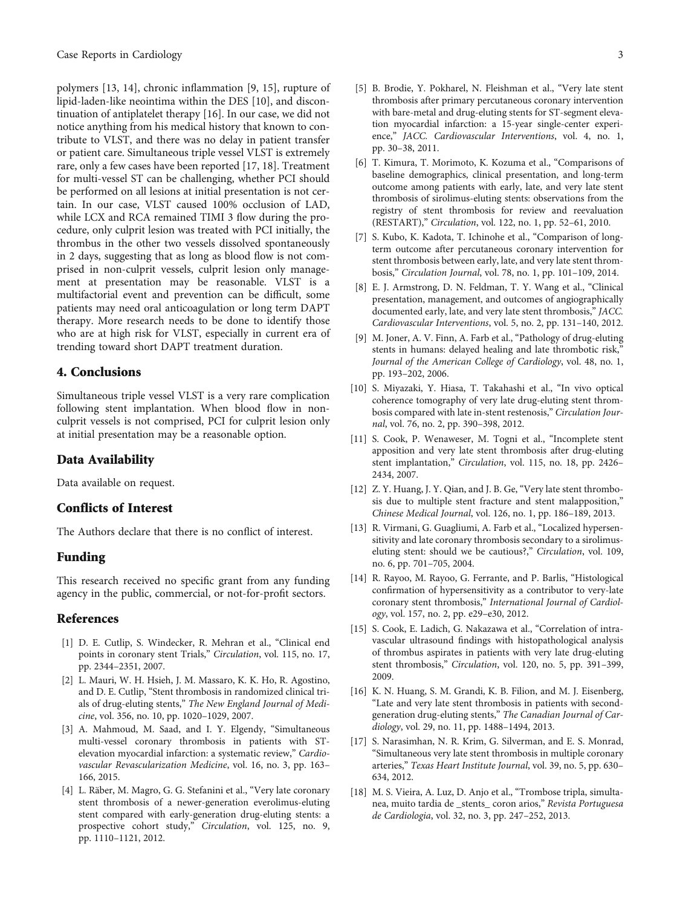polymers [13, 14], chronic inflammation [9, 15], rupture of lipid-laden-like neointima within the DES [10], and discontinuation of antiplatelet therapy [16]. In our case, we did not notice anything from his medical history that known to contribute to VLST, and there was no delay in patient transfer or patient care. Simultaneous triple vessel VLST is extremely rare, only a few cases have been reported [17, 18]. Treatment for multi-vessel ST can be challenging, whether PCI should be performed on all lesions at initial presentation is not certain. In our case, VLST caused 100% occlusion of LAD, while LCX and RCA remained TIMI 3 flow during the procedure, only culprit lesion was treated with PCI initially, the thrombus in the other two vessels dissolved spontaneously in 2 days, suggesting that as long as blood flow is not comprised in non-culprit vessels, culprit lesion only management at presentation may be reasonable. VLST is a multifactorial event and prevention can be difficult, some patients may need oral anticoagulation or long term DAPT therapy. More research needs to be done to identify those who are at high risk for VLST, especially in current era of trending toward short DAPT treatment duration.

## 4. Conclusions

Simultaneous triple vessel VLST is a very rare complication following stent implantation. When blood flow in non-culprit vessels is not comprised, PCI for culprit lesion only at initial presentation may be a reasonable option.

## Data Availability

Data available on request.

## Conflicts of Interest

The Authors declare that there is no conflict of interest.

## Funding

This research received no specific grant from any funding agency in the public, commercial, or not-for-profit sectors.

## References

[1] D. E. Cutlip, S. Windecker, R. Mehran et al., "Clinical end points in coronary stent Trials," *Circulation*, vol. 115, no. 17, pp. 2344–2351, 2007.

[2] L. Mauri, W. H. Hsieh, J. M. Massaro, K. K. Ho, R. Agostino, and D. E. Cutlip, "Stent thrombosis in randomized clinical trials of drug-eluting stents," *The New England Journal of Medicine*, vol. 356, no. 10, pp. 1020–1029, 2007.

[3] A. Mahmoud, M. Saad, and I. Y. Elgendy, "Simultaneous multi-vessel coronary thrombosis in patients with ST-elevation myocardial infarction: a systematic review," *Cardiovascular Revascularization Medicine*, vol. 16, no. 3, pp. 163–166, 2015.

[4] L. Räber, M. Magro, G. G. Stefanini et al., "Very late coronary stent thrombosis of a newer-generation everolimus-eluting stent compared with early-generation drug-eluting stents: a prospective cohort study," *Circulation*, vol. 125, no. 9, pp. 1110–1121, 2012.

[5] B. Brodie, Y. Pokharel, N. Fleishman et al., "Very late stent thrombosis after primary percutaneous coronary intervention with bare-metal and drug-eluting stents for ST-segment elevation myocardial infarction: a 15-year single-center experience," *JACC. Cardiovascular Interventions*, vol. 4, no. 1, pp. 30–38, 2011.

[6] T. Kimura, T. Morimoto, K. Kozuma et al., "Comparisons of baseline demographics, clinical presentation, and long-term outcome among patients with early, late, and very late stent thrombosis of sirolimus-eluting stents: observations from the registry of stent thrombosis for review and reevaluation (RESTART)," *Circulation*, vol. 122, no. 1, pp. 52–61, 2010.

[7] S. Kubo, K. Kadota, T. Ichinohe et al., "Comparison of long-term outcome after percutaneous coronary intervention for stent thrombosis between early, late, and very late stent thrombosis," *Circulation Journal*, vol. 78, no. 1, pp. 101–109, 2014.

[8] E. J. Armstrong, D. N. Feldman, T. Y. Wang et al., "Clinical presentation, management, and outcomes of angiographically documented early, late, and very late stent thrombosis," *JACC. Cardiovascular Interventions*, vol. 5, no. 2, pp. 131–140, 2012.

[9] M. Joner, A. V. Finn, A. Farb et al., "Pathology of drug-eluting stents in humans: delayed healing and late thrombotic risk," *Journal of the American College of Cardiology*, vol. 48, no. 1, pp. 193–202, 2006.

[10] S. Miyazaki, Y. Hiasa, T. Takahashi et al., "In vivo optical coherence tomography of very late drug-eluting stent thrombosis compared with late in-stent restenosis," *Circulation Journal*, vol. 76, no. 2, pp. 390–398, 2012.

[11] S. Cook, P. Wenaweser, M. Togni et al., "Incomplete stent apposition and very late stent thrombosis after drug-eluting stent implantation," *Circulation*, vol. 115, no. 18, pp. 2426–2434, 2007.

[12] Z. Y. Huang, J. Y. Qian, and J. B. Ge, "Very late stent thrombosis due to multiple stent fracture and stent malapposition," *Chinese Medical Journal*, vol. 126, no. 1, pp. 186–189, 2013.

[13] R. Virmani, G. Guagliumi, A. Farb et al., "Localized hypersensitivity and late coronary thrombosis secondary to a sirolimus-eluting stent: should we be cautious?," *Circulation*, vol. 109, no. 6, pp. 701–705, 2004.

[14] R. Rayoo, M. Rayoo, G. Ferrante, and P. Barlis, "Histological confirmation of hypersensitivity as a contributor to very-late coronary stent thrombosis," *International Journal of Cardiology*, vol. 157, no. 2, pp. e29–e30, 2012.

[15] S. Cook, E. Ladich, G. Nakazawa et al., "Correlation of intravascular ultrasound findings with histopathological analysis of thrombus aspirates in patients with very late drug-eluting stent thrombosis," *Circulation*, vol. 120, no. 5, pp. 391–399, 2009.

[16] K. N. Huang, S. M. Grandi, K. B. Filion, and M. J. Eisenberg, "Late and very late stent thrombosis in patients with second-generation drug-eluting stents," *The Canadian Journal of Cardiology*, vol. 29, no. 11, pp. 1488–1494, 2013.

[17] S. Narasimhan, N. R. Krim, G. Silverman, and E. S. Monrad, "Simultaneous very late stent thrombosis in multiple coronary arteries," *Texas Heart Institute Journal*, vol. 39, no. 5, pp. 630–634, 2012.

[18] M. S. Vieira, A. Luz, D. Anjo et al., "Trombose tripla, simultanea, muito tardia de _stents_ coron arios," *Revista Portuguesa de Cardiologia*, vol. 32, no. 3, pp. 247–252, 2013.